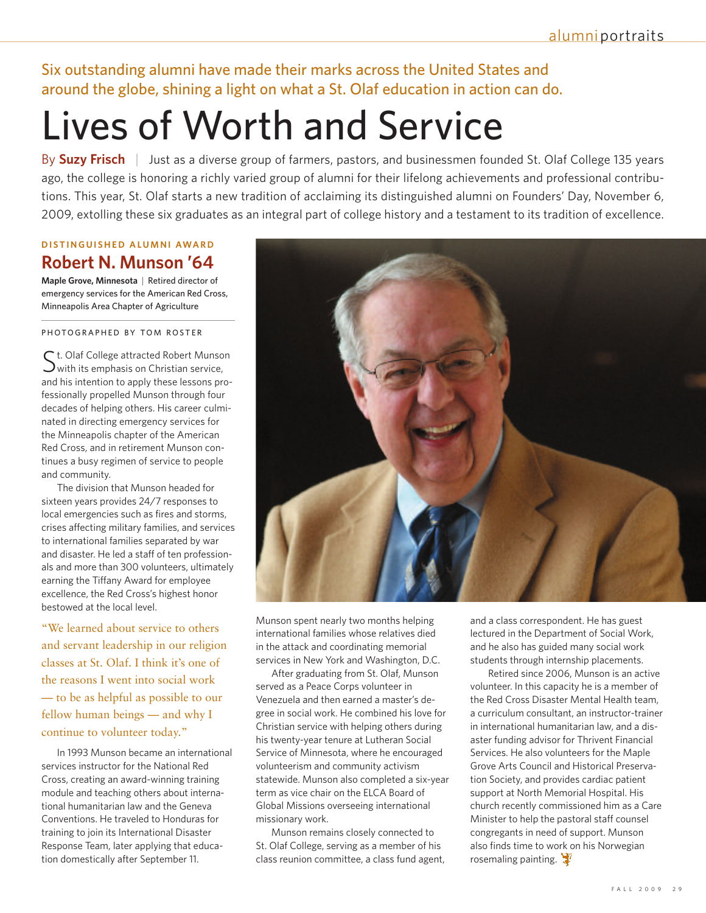Six outstanding alumni have made their marks across the United States and around the globe, shining a light on what a St. Olaf education in action can do.

# Lives of Worth and Service

By **Suzy Frisch** | Just as a diverse group of farmers, pastors, and businessmen founded St. Olaf College 135 years ago, the college is honoring a richly varied group of alumni for their lifelong achievements and professional contributions. This year, St. Olaf starts a new tradition of acclaiming its distinguished alumni on Founders' Day, November 6, 2009, extolling these six graduates as an integral part of college history and a testament to its tradition of excellence.

**DISTINGUISHED ALUMNI AWARD**

## Robert N. Munson '64

**Maple Grove, Minnesota** | Retired director of emergency services for the American Red Cross, Minneapolis Area Chapter of Agriculture

PHOTOGRAPHED BY TOM ROSTER

St. Olaf College attracted Robert Munson with its emphasis on Christian service, and his intention to apply these lessons professionally propelled Munson through four decades of helping others. His career culminated in directing emergency services for the Minneapolis chapter of the American Red Cross, and in retirement Munson continues a busy regimen of service to people and community.

The division that Munson headed for sixteen years provides 24/7 responses to local emergencies such as fires and storms, crises affecting military families, and services to international families separated by war and disaster. He led a staff of ten professionals and more than 300 volunteers, ultimately earning the Tiffany Award for employee excellence, the Red Cross's highest honor bestowed at the local level.

"We learned about service to others and servant leadership in our religion classes at St. Olaf. I think it's one of the reasons I went into social work — to be as helpful as possible to our fellow human beings — and why I continue to volunteer today."

In 1993 Munson became an international services instructor for the National Red Cross, creating an award-winning training module and teaching others about international humanitarian law and the Geneva Conventions. He traveled to Honduras for training to join its International Disaster Response Team, later applying that education domestically after September 11. Munson spent nearly two months helping international families whose relatives died in the attack and coordinating memorial services in New York and Washington, D.C.

After graduating from St. Olaf, Munson served as a Peace Corps volunteer in Venezuela and then earned a master's degree in social work. He combined his love for Christian service with helping others during his twenty-year tenure at Lutheran Social Service of Minnesota, where he encouraged volunteerism and community activism statewide. Munson also completed a six-year term as vice chair on the ELCA Board of Global Missions overseeing international missionary work.

Munson remains closely connected to St. Olaf College, serving as a member of his class reunion committee, a class fund agent, and a class correspondent. He has guest lectured in the Department of Social Work, and he also has guided many social work students through internship placements.

Retired since 2006, Munson is an active volunteer. In this capacity he is a member of the Red Cross Disaster Mental Health team, a curriculum consultant, an instructor-trainer in international humanitarian law, and a disaster funding advisor for Thrivent Financial Services. He also volunteers for the Maple Grove Arts Council and Historical Preservation Society, and provides cardiac patient support at North Memorial Hospital. His church recently commissioned him as a Care Minister to help the pastoral staff counsel congregants in need of support. Munson also finds time to work on his Norwegian rosemaling painting.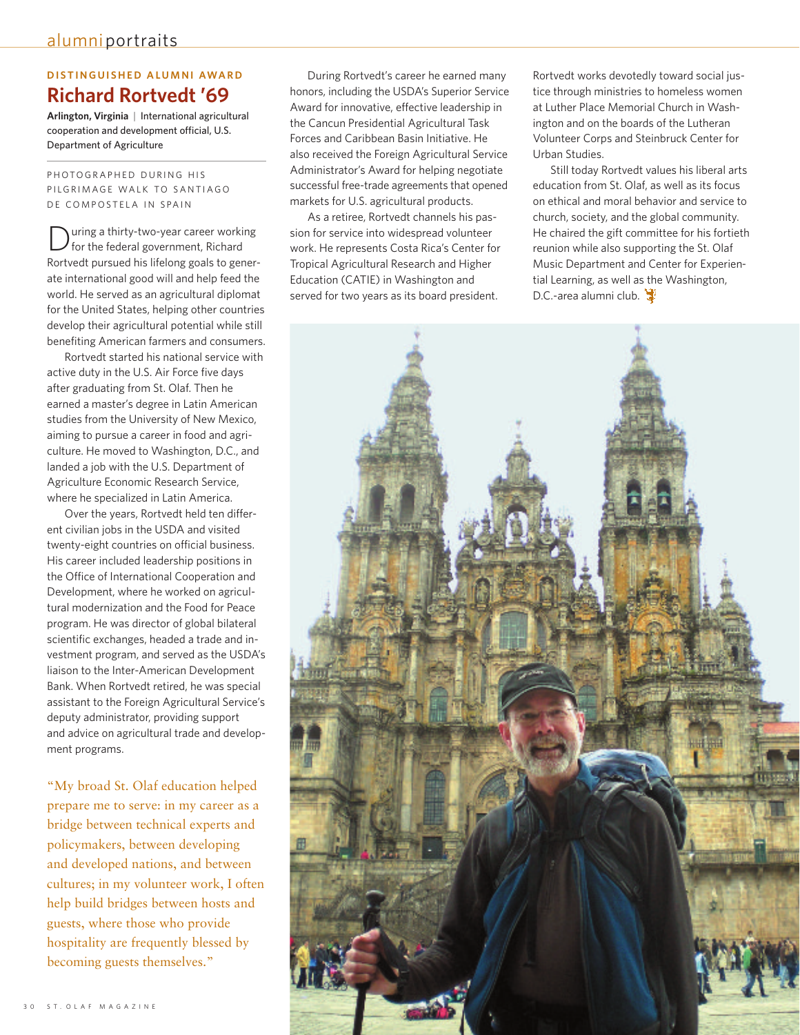DISTINGUISHED ALUMNI AWARD

## Richard Rortvedt '69

**Arlington, Virginia** | International agricultural cooperation and development official, U.S. Department of Agriculture

PHOTOGRAPHED DURING HIS PILGRIMAGE WALK TO SANTIAGO DE COMPOSTELA IN SPAIN

During a thirty-two-year career working for the federal government, Richard Rortvedt pursued his lifelong goals to generate international good will and help feed the world. He served as an agricultural diplomat for the United States, helping other countries develop their agricultural potential while still benefiting American farmers and consumers.

Rortvedt started his national service with active duty in the U.S. Air Force five days after graduating from St. Olaf. Then he earned a master's degree in Latin American studies from the University of New Mexico, aiming to pursue a career in food and agriculture. He moved to Washington, D.C., and landed a job with the U.S. Department of Agriculture Economic Research Service, where he specialized in Latin America.

Over the years, Rortvedt held ten different civilian jobs in the USDA and visited twenty-eight countries on official business. His career included leadership positions in the Office of International Cooperation and Development, where he worked on agricultural modernization and the Food for Peace program. He was director of global bilateral scientific exchanges, headed a trade and investment program, and served as the USDA's liaison to the Inter-American Development Bank. When Rortvedt retired, he was special assistant to the Foreign Agricultural Service's deputy administrator, providing support and advice on agricultural trade and development programs.

"My broad St. Olaf education helped prepare me to serve: in my career as a bridge between technical experts and policymakers, between developing and developed nations, and between cultures; in my volunteer work, I often help build bridges between hosts and guests, where those who provide hospitality are frequently blessed by becoming guests themselves."

During Rortvedt's career he earned many honors, including the USDA's Superior Service Award for innovative, effective leadership in the Cancun Presidential Agricultural Task Forces and Caribbean Basin Initiative. He also received the Foreign Agricultural Service Administrator's Award for helping negotiate successful free-trade agreements that opened markets for U.S. agricultural products.

As a retiree, Rortvedt channels his passion for service into widespread volunteer work. He represents Costa Rica's Center for Tropical Agricultural Research and Higher Education (CATIE) in Washington and served for two years as its board president. Rortvedt works devotedly toward social justice through ministries to homeless women at Luther Place Memorial Church in Washington and on the boards of the Lutheran Volunteer Corps and Steinbruck Center for Urban Studies.

Still today Rortvedt values his liberal arts education from St. Olaf, as well as its focus on ethical and moral behavior and service to church, society, and the global community. He chaired the gift committee for his fortieth reunion while also supporting the St. Olaf Music Department and Center for Experiential Learning, as well as the Washington, D.C.-area alumni club.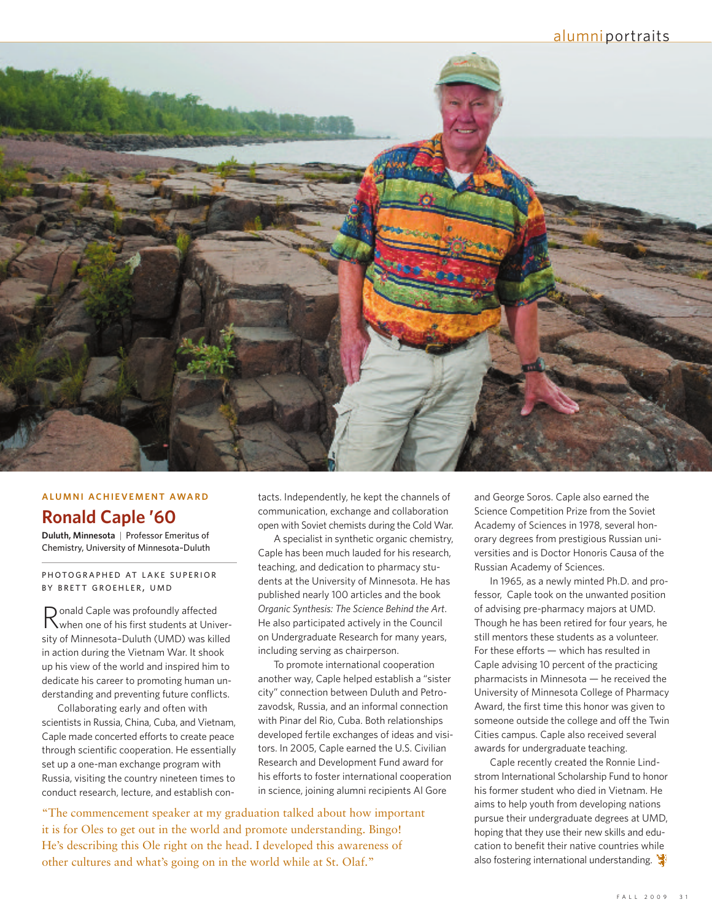ALUMNI ACHIEVEMENT AWARD

## Ronald Caple '60

**Duluth, Minnesota** | Professor Emeritus of Chemistry, University of Minnesota–Duluth

PHOTOGRAPHED AT LAKE SUPERIOR BY BRETT GROEHLER, UMD

Ronald Caple was profoundly affected when one of his first students at University of Minnesota–Duluth (UMD) was killed in action during the Vietnam War. It shook up his view of the world and inspired him to dedicate his career to promoting human understanding and preventing future conflicts.

Collaborating early and often with scientists in Russia, China, Cuba, and Vietnam, Caple made concerted efforts to create peace through scientific cooperation. He essentially set up a one-man exchange program with Russia, visiting the country nineteen times to conduct research, lecture, and establish contacts. Independently, he kept the channels of communication, exchange and collaboration open with Soviet chemists during the Cold War.

A specialist in synthetic organic chemistry, Caple has been much lauded for his research, teaching, and dedication to pharmacy students at the University of Minnesota. He has published nearly 100 articles and the book *Organic Synthesis: The Science Behind the Art*. He also participated actively in the Council on Undergraduate Research for many years, including serving as chairperson.

To promote international cooperation another way, Caple helped establish a "sister city" connection between Duluth and Petrozavodsk, Russia, and an informal connection with Pinar del Rio, Cuba. Both relationships developed fertile exchanges of ideas and visitors. In 2005, Caple earned the U.S. Civilian Research and Development Fund award for his efforts to foster international cooperation in science, joining alumni recipients Al Gore and George Soros. Caple also earned the Science Competition Prize from the Soviet Academy of Sciences in 1978, several honorary degrees from prestigious Russian universities and is Doctor Honoris Causa of the Russian Academy of Sciences.

In 1965, as a newly minted Ph.D. and professor, Caple took on the unwanted position of advising pre-pharmacy majors at UMD. Though he has been retired for four years, he still mentors these students as a volunteer. For these efforts — which has resulted in Caple advising 10 percent of the practicing pharmacists in Minnesota — he received the University of Minnesota College of Pharmacy Award, the first time this honor was given to someone outside the college and off the Twin Cities campus. Caple also received several awards for undergraduate teaching.

Caple recently created the Ronnie Lindstrom International Scholarship Fund to honor his former student who died in Vietnam. He aims to help youth from developing nations pursue their undergraduate degrees at UMD, hoping that they use their new skills and education to benefit their native countries while also fostering international understanding.

"The commencement speaker at my graduation talked about how important it is for Oles to get out in the world and promote understanding. Bingo! He's describing this Ole right on the head. I developed this awareness of other cultures and what's going on in the world while at St. Olaf."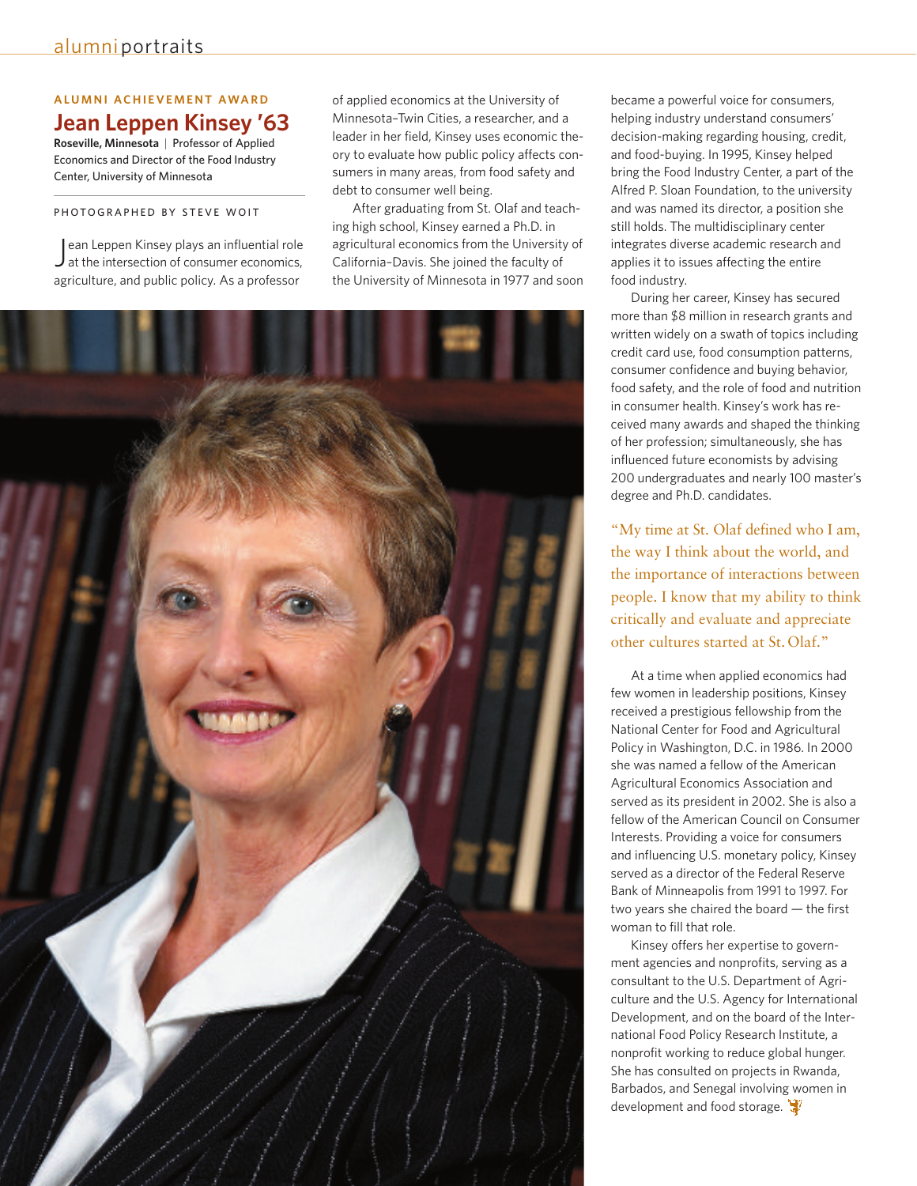ALUMNI ACHIEVEMENT AWARD

## Jean Leppen Kinsey '63

**Roseville, Minnesota** | Professor of Applied Economics and Director of the Food Industry Center, University of Minnesota

PHOTOGRAPHED BY STEVE WOIT

Jean Leppen Kinsey plays an influential role at the intersection of consumer economics, agriculture, and public policy. As a professor of applied economics at the University of Minnesota–Twin Cities, a researcher, and a leader in her field, Kinsey uses economic theory to evaluate how public policy affects consumers in many areas, from food safety and debt to consumer well being.

After graduating from St. Olaf and teaching high school, Kinsey earned a Ph.D. in agricultural economics from the University of California–Davis. She joined the faculty of the University of Minnesota in 1977 and soon became a powerful voice for consumers, helping industry understand consumers' decision-making regarding housing, credit, and food-buying. In 1995, Kinsey helped bring the Food Industry Center, a part of the Alfred P. Sloan Foundation, to the university and was named its director, a position she still holds. The multidisciplinary center integrates diverse academic research and applies it to issues affecting the entire food industry.

During her career, Kinsey has secured more than $8 million in research grants and written widely on a swath of topics including credit card use, food consumption patterns, consumer confidence and buying behavior, food safety, and the role of food and nutrition in consumer health. Kinsey's work has received many awards and shaped the thinking of her profession; simultaneously, she has influenced future economists by advising 200 undergraduates and nearly 100 master's degree and Ph.D. candidates.

"My time at St. Olaf defined who I am, the way I think about the world, and the importance of interactions between people. I know that my ability to think critically and evaluate and appreciate other cultures started at St. Olaf."

At a time when applied economics had few women in leadership positions, Kinsey received a prestigious fellowship from the National Center for Food and Agricultural Policy in Washington, D.C. in 1986. In 2000 she was named a fellow of the American Agricultural Economics Association and served as its president in 2002. She is also a fellow of the American Council on Consumer Interests. Providing a voice for consumers and influencing U.S. monetary policy, Kinsey served as a director of the Federal Reserve Bank of Minneapolis from 1991 to 1997. For two years she chaired the board — the first woman to fill that role.

Kinsey offers her expertise to government agencies and nonprofits, serving as a consultant to the U.S. Department of Agriculture and the U.S. Agency for International Development, and on the board of the International Food Policy Research Institute, a nonprofit working to reduce global hunger. She has consulted on projects in Rwanda, Barbados, and Senegal involving women in development and food storage.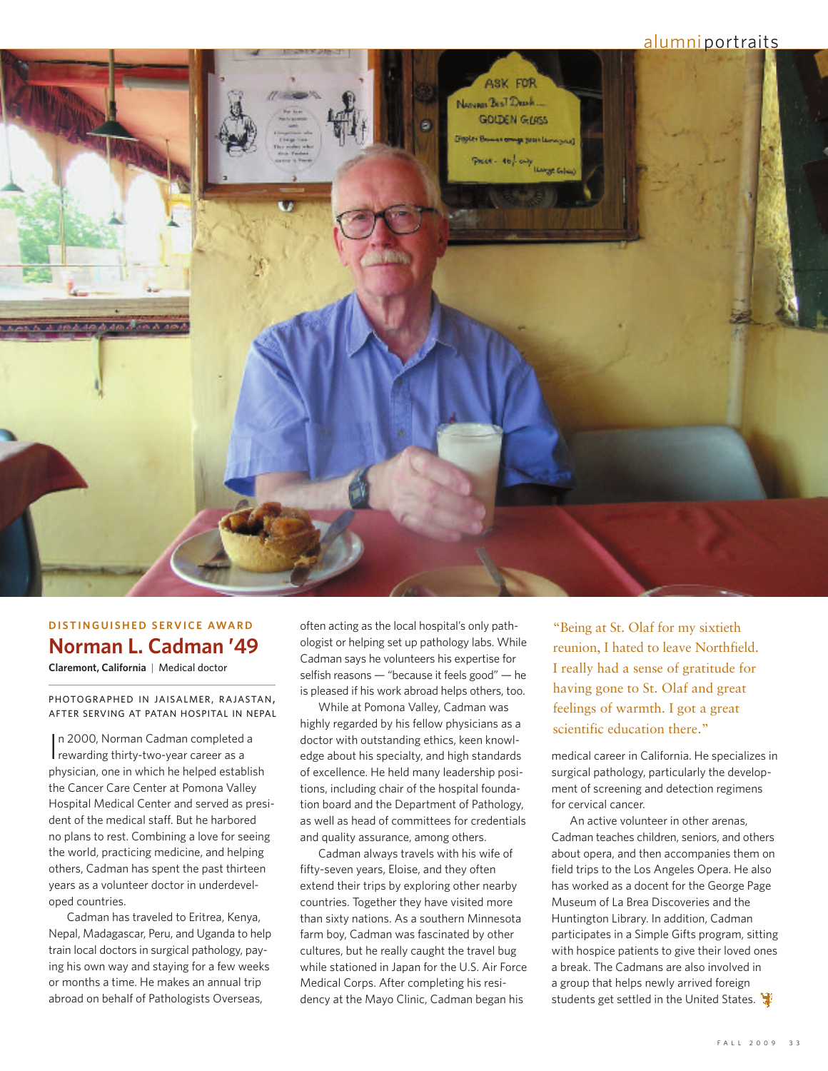DISTINGUISHED SERVICE AWARD

## Norman L. Cadman '49

**Claremont, California** | Medical doctor

PHOTOGRAPHED IN JAISALMER, RAJASTAN, AFTER SERVING AT PATAN HOSPITAL IN NEPAL

In 2000, Norman Cadman completed a rewarding thirty-two-year career as a physician, one in which he helped establish the Cancer Care Center at Pomona Valley Hospital Medical Center and served as president of the medical staff. But he harbored no plans to rest. Combining a love for seeing the world, practicing medicine, and helping others, Cadman has spent the past thirteen years as a volunteer doctor in underdeveloped countries.

Cadman has traveled to Eritrea, Kenya, Nepal, Madagascar, Peru, and Uganda to help train local doctors in surgical pathology, paying his own way and staying for a few weeks or months a time. He makes an annual trip abroad on behalf of Pathologists Overseas, often acting as the local hospital's only pathologist or helping set up pathology labs. While Cadman says he volunteers his expertise for selfish reasons — "because it feels good" — he is pleased if his work abroad helps others, too.

While at Pomona Valley, Cadman was highly regarded by his fellow physicians as a doctor with outstanding ethics, keen knowledge about his specialty, and high standards of excellence. He held many leadership positions, including chair of the hospital foundation board and the Department of Pathology, as well as head of committees for credentials and quality assurance, among others.

Cadman always travels with his wife of fifty-seven years, Eloise, and they often extend their trips by exploring other nearby countries. Together they have visited more than sixty nations. As a southern Minnesota farm boy, Cadman was fascinated by other cultures, but he really caught the travel bug while stationed in Japan for the U.S. Air Force Medical Corps. After completing his residency at the Mayo Clinic, Cadman began his medical career in California. He specializes in surgical pathology, particularly the development of screening and detection regimens for cervical cancer.

> "Being at St. Olaf for my sixtieth reunion, I hated to leave Northfield. I really had a sense of gratitude for having gone to St. Olaf and great feelings of warmth. I got a great scientific education there."

An active volunteer in other arenas, Cadman teaches children, seniors, and others about opera, and then accompanies them on field trips to the Los Angeles Opera. He also has worked as a docent for the George Page Museum of La Brea Discoveries and the Huntington Library. In addition, Cadman participates in a Simple Gifts program, sitting with hospice patients to give their loved ones a break. The Cadmans are also involved in a group that helps newly arrived foreign students get settled in the United States.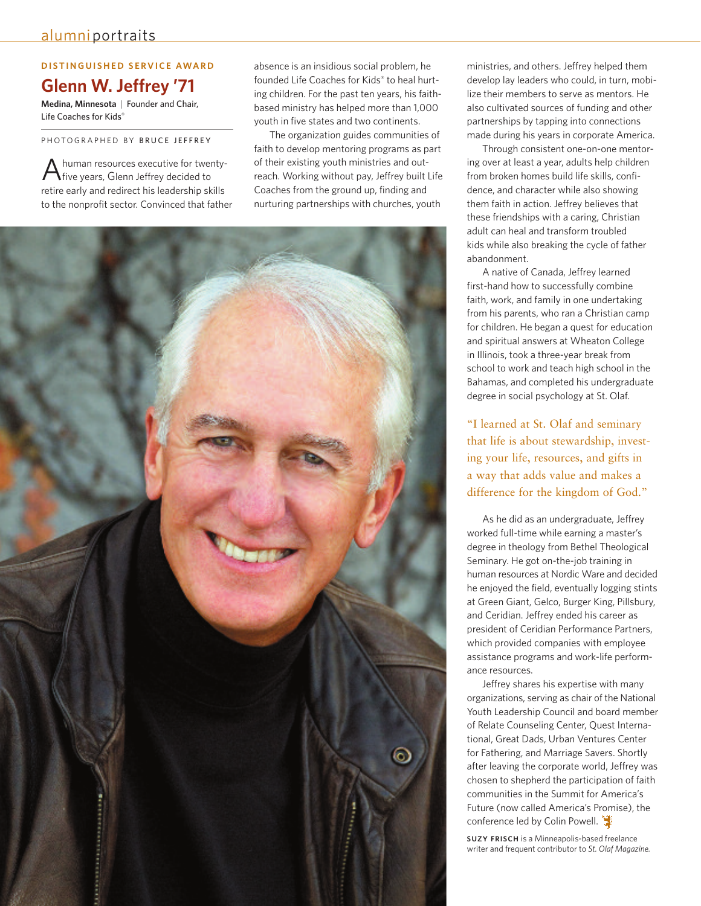### DISTINGUISHED SERVICE AWARD

## Glenn W. Jeffrey '71

**Medina, Minnesota** | Founder and Chair, Life Coaches for Kids®

PHOTOGRAPHED BY **BRUCE JEFFREY**

A human resources executive for twenty-five years, Glenn Jeffrey decided to retire early and redirect his leadership skills to the nonprofit sector. Convinced that father absence is an insidious social problem, he founded Life Coaches for Kids® to heal hurting children. For the past ten years, his faith-based ministry has helped more than 1,000 youth in five states and two continents.

The organization guides communities of faith to develop mentoring programs as part of their existing youth ministries and outreach. Working without pay, Jeffrey built Life Coaches from the ground up, finding and nurturing partnerships with churches, youth ministries, and others. Jeffrey helped them develop lay leaders who could, in turn, mobilize their members to serve as mentors. He also cultivated sources of funding and other partnerships by tapping into connections made during his years in corporate America.

Through consistent one-on-one mentoring over at least a year, adults help children from broken homes build life skills, confidence, and character while also showing them faith in action. Jeffrey believes that these friendships with a caring, Christian adult can heal and transform troubled kids while also breaking the cycle of father abandonment.

A native of Canada, Jeffrey learned first-hand how to successfully combine faith, work, and family in one undertaking from his parents, who ran a Christian camp for children. He began a quest for education and spiritual answers at Wheaton College in Illinois, took a three-year break from school to work and teach high school in the Bahamas, and completed his undergraduate degree in social psychology at St. Olaf.

> "I learned at St. Olaf and seminary that life is about stewardship, investing your life, resources, and gifts in a way that adds value and makes a difference for the kingdom of God."

As he did as an undergraduate, Jeffrey worked full-time while earning a master's degree in theology from Bethel Theological Seminary. He got on-the-job training in human resources at Nordic Ware and decided he enjoyed the field, eventually logging stints at Green Giant, Gelco, Burger King, Pillsbury, and Ceridian. Jeffrey ended his career as president of Ceridian Performance Partners, which provided companies with employee assistance programs and work-life performance resources.

Jeffrey shares his expertise with many organizations, serving as chair of the National Youth Leadership Council and board member of Relate Counseling Center, Quest International, Great Dads, Urban Ventures Center for Fathering, and Marriage Savers. Shortly after leaving the corporate world, Jeffrey was chosen to shepherd the participation of faith communities in the Summit for America's Future (now called America's Promise), the conference led by Colin Powell.

**SUZY FRISCH** is a Minneapolis-based freelance writer and frequent contributor to *St. Olaf Magazine.*